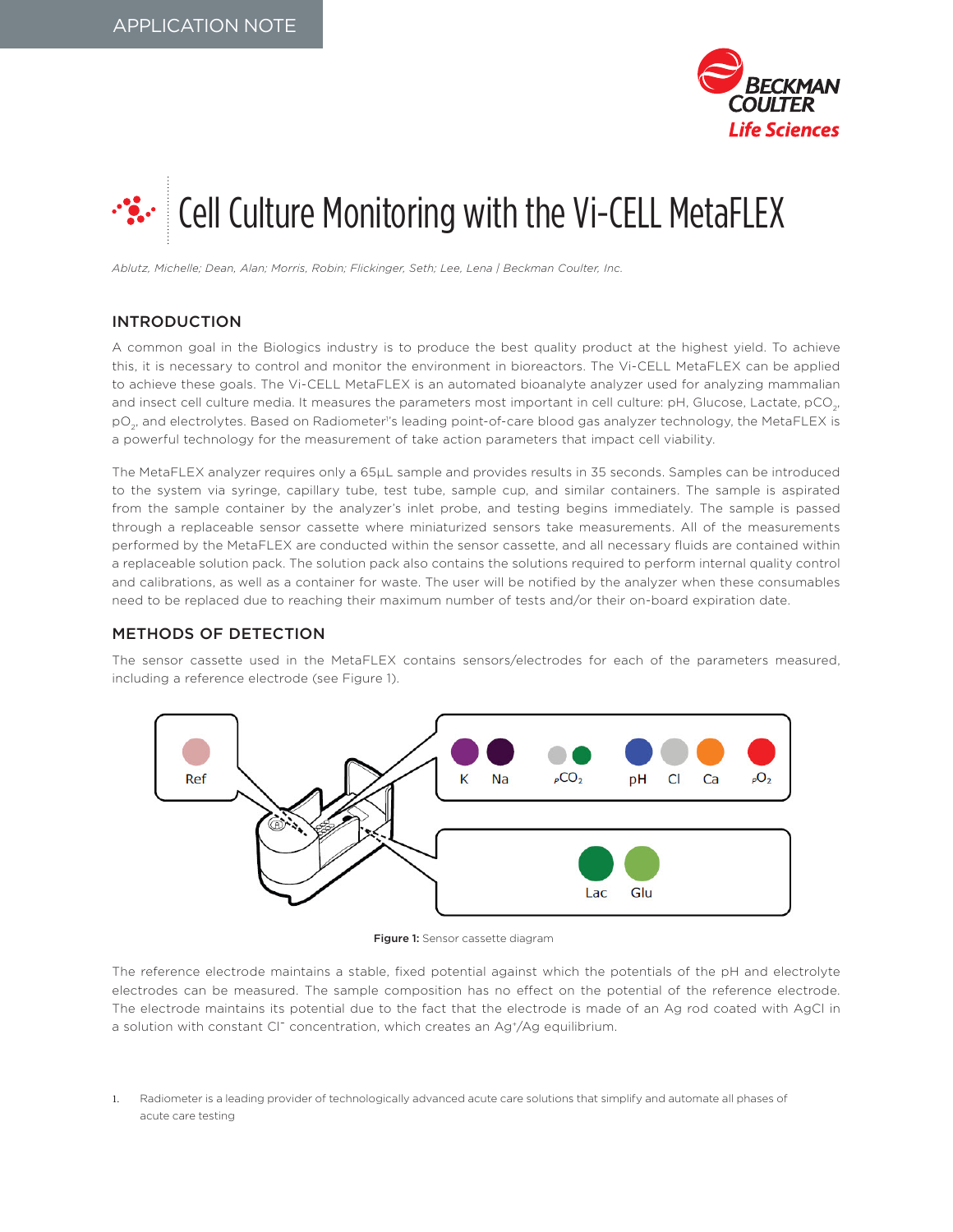APPLICATION NOTE

# Cell Culture Monitoring with the Vi-CELL MetaFLEX

*Ablutz, Michelle; Dean, Alan; Morris, Robin; Flickinger, Seth; Lee, Lena | Beckman Coulter, Inc.*

## INTRODUCTION

A common goal in the Biologics industry is to produce the best quality product at the highest yield. To achieve this, it is necessary to control and monitor the environment in bioreactors. The Vi-CELL MetaFLEX can be applied to achieve these goals. The Vi-CELL MetaFLEX is an automated bioanalyte analyzer used for analyzing mammalian and insect cell culture media. It measures the parameters most important in cell culture: pH, Glucose, Lactate, $pCO_2$, $pO_2$, and electrolytes. Based on Radiometer[1]'s leading point-of-care blood gas analyzer technology, the MetaFLEX is a powerful technology for the measurement of take action parameters that impact cell viability.

The MetaFLEX analyzer requires only a 65µL sample and provides results in 35 seconds. Samples can be introduced to the system via syringe, capillary tube, test tube, sample cup, and similar containers. The sample is aspirated from the sample container by the analyzer's inlet probe, and testing begins immediately. The sample is passed through a replaceable sensor cassette where miniaturized sensors take measurements. All of the measurements performed by the MetaFLEX are conducted within the sensor cassette, and all necessary fluids are contained within a replaceable solution pack. The solution pack also contains the solutions required to perform internal quality control and calibrations, as well as a container for waste. The user will be notified by the analyzer when these consumables need to be replaced due to reaching their maximum number of tests and/or their on-board expiration date.

## METHODS OF DETECTION

The sensor cassette used in the MetaFLEX contains sensors/electrodes for each of the parameters measured, including a reference electrode (see Figure 1).

Ref

K Na $pCO_2$ pH Cl Ca $pO_2$

Lac Glu

**Figure 1:** Sensor cassette diagram

The reference electrode maintains a stable, fixed potential against which the potentials of the pH and electrolyte electrodes can be measured. The sample composition has no effect on the potential of the reference electrode. The electrode maintains its potential due to the fact that the electrode is made of an Ag rod coated with AgCl in a solution with constant $Cl^-$ concentration, which creates an $Ag^+/Ag$ equilibrium.

1. Radiometer is a leading provider of technologically advanced acute care solutions that simplify and automate all phases of acute care testing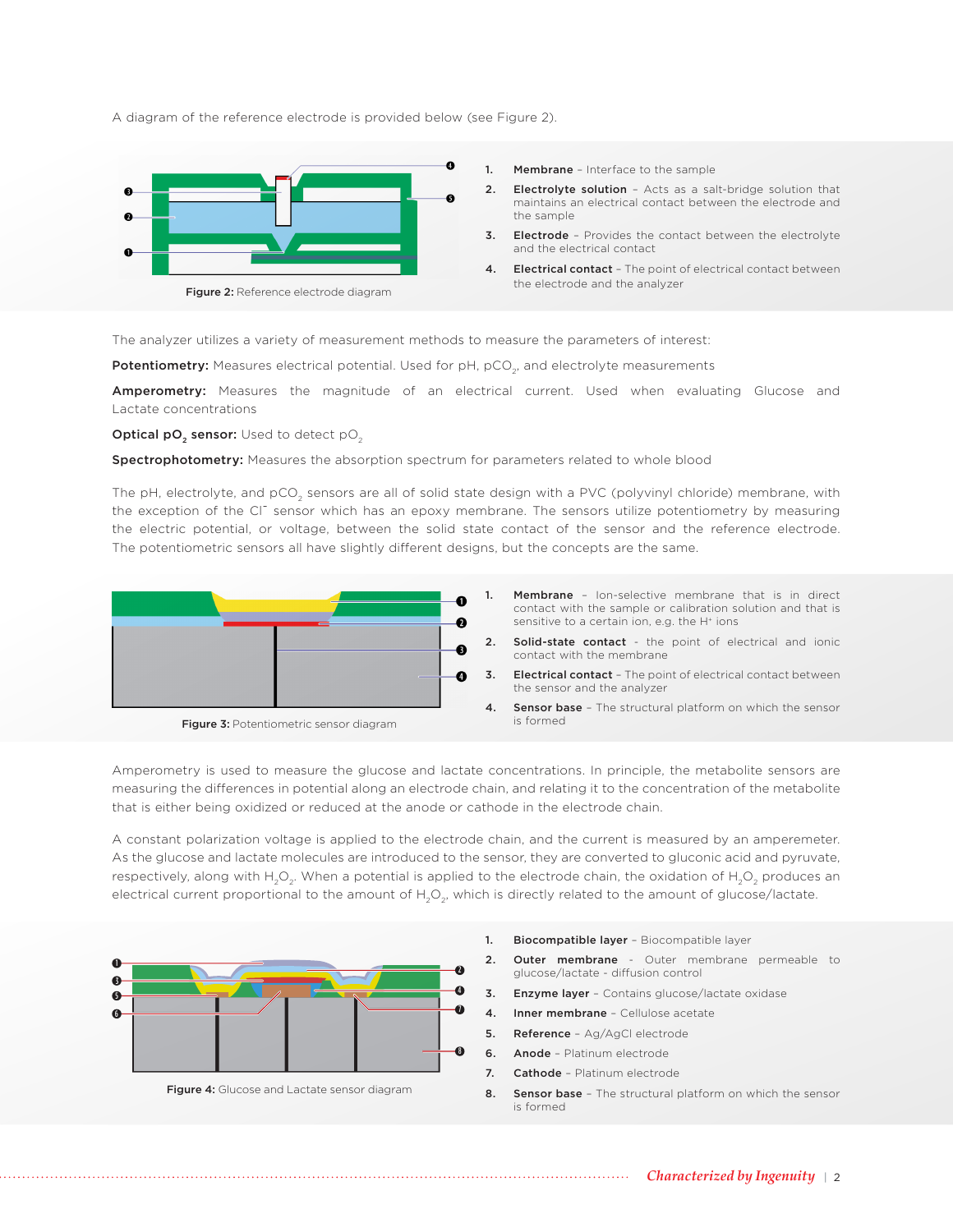A diagram of the reference electrode is provided below (see Figure 2).

Figure 2: Reference electrode diagram

1. **Membrane** – Interface to the sample
2. **Electrolyte solution** – Acts as a salt-bridge solution that maintains an electrical contact between the electrode and the sample
3. **Electrode** – Provides the contact between the electrolyte and the electrical contact
4. **Electrical contact** – The point of electrical contact between the electrode and the analyzer

The analyzer utilizes a variety of measurement methods to measure the parameters of interest:

**Potentiometry:** Measures electrical potential. Used for pH, $pCO_2$, and electrolyte measurements

**Amperometry:** Measures the magnitude of an electrical current. Used when evaluating Glucose and Lactate concentrations

**Optical $pO_2$ sensor:** Used to detect $pO_2$

**Spectrophotometry:** Measures the absorption spectrum for parameters related to whole blood

The pH, electrolyte, and $pCO_2$ sensors are all of solid state design with a PVC (polyvinyl chloride) membrane, with the exception of the $Cl^-$ sensor which has an epoxy membrane. The sensors utilize potentiometry by measuring the electric potential, or voltage, between the solid state contact of the sensor and the reference electrode. The potentiometric sensors all have slightly different designs, but the concepts are the same.

Figure 3: Potentiometric sensor diagram

1. **Membrane** – Ion-selective membrane that is in direct contact with the sample or calibration solution and that is sensitive to a certain ion, e.g. the $H^+$ ions
2. **Solid-state contact** – the point of electrical and ionic contact with the membrane
3. **Electrical contact** – The point of electrical contact between the sensor and the analyzer
4. **Sensor base** – The structural platform on which the sensor is formed

Amperometry is used to measure the glucose and lactate concentrations. In principle, the metabolite sensors are measuring the differences in potential along an electrode chain, and relating it to the concentration of the metabolite that is either being oxidized or reduced at the anode or cathode in the electrode chain.

A constant polarization voltage is applied to the electrode chain, and the current is measured by an amperemeter. As the glucose and lactate molecules are introduced to the sensor, they are converted to gluconic acid and pyruvate, respectively, along with $H_2O_2$. When a potential is applied to the electrode chain, the oxidation of $H_2O_2$ produces an electrical current proportional to the amount of $H_2O_2$, which is directly related to the amount of glucose/lactate.

Figure 4: Glucose and Lactate sensor diagram

1. **Biocompatible layer** – Biocompatible layer
2. **Outer membrane** – Outer membrane permeable to glucose/lactate - diffusion control
3. **Enzyme layer** – Contains glucose/lactate oxidase
4. **Inner membrane** – Cellulose acetate
5. **Reference** – Ag/AgCl electrode
6. **Anode** – Platinum electrode
7. **Cathode** – Platinum electrode
8. **Sensor base** – The structural platform on which the sensor is formed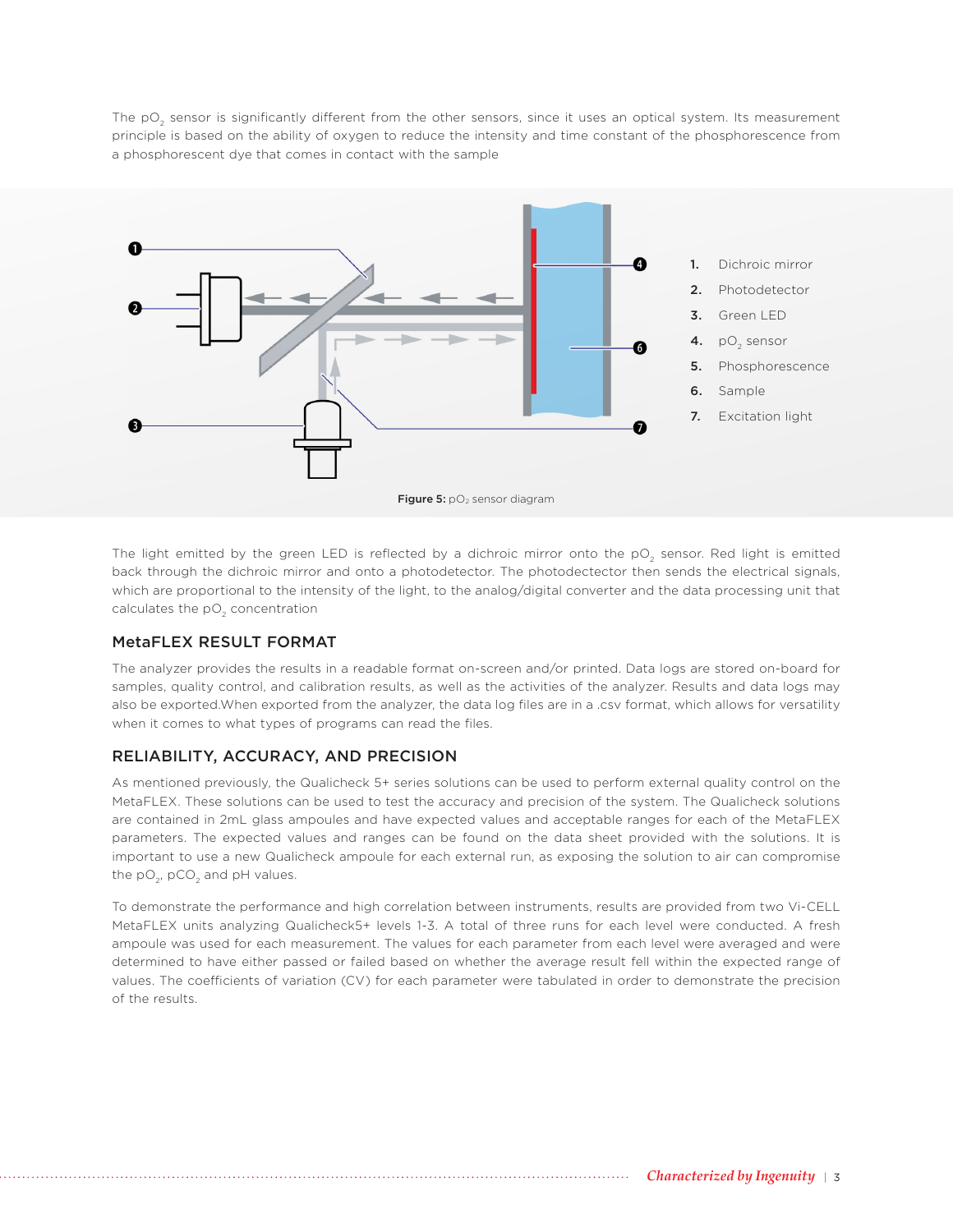The $pO_2$ sensor is significantly different from the other sensors, since it uses an optical system. Its measurement principle is based on the ability of oxygen to reduce the intensity and time constant of the phosphorescence from a phosphorescent dye that comes in contact with the sample

1. Dichroic mirror
2. Photodetector
3. Green LED
4. $pO_2$ sensor
5. Phosphorescence
6. Sample
7. Excitation light

**Figure 5:** $pO_2$ sensor diagram

The light emitted by the green LED is reflected by a dichroic mirror onto the $pO_2$ sensor. Red light is emitted back through the dichroic mirror and onto a photodetector. The photodectector then sends the electrical signals, which are proportional to the intensity of the light, to the analog/digital converter and the data processing unit that calculates the $pO_2$ concentration

## MetaFLEX RESULT FORMAT

The analyzer provides the results in a readable format on-screen and/or printed. Data logs are stored on-board for samples, quality control, and calibration results, as well as the activities of the analyzer. Results and data logs may also be exported.When exported from the analyzer, the data log files are in a .csv format, which allows for versatility when it comes to what types of programs can read the files.

## RELIABILITY, ACCURACY, AND PRECISION

As mentioned previously, the Qualicheck 5+ series solutions can be used to perform external quality control on the MetaFLEX. These solutions can be used to test the accuracy and precision of the system. The Qualicheck solutions are contained in 2mL glass ampoules and have expected values and acceptable ranges for each of the MetaFLEX parameters. The expected values and ranges can be found on the data sheet provided with the solutions. It is important to use a new Qualicheck ampoule for each external run, as exposing the solution to air can compromise the $pO_2$, $pCO_2$ and pH values.

To demonstrate the performance and high correlation between instruments, results are provided from two Vi-CELL MetaFLEX units analyzing Qualicheck5+ levels 1-3. A total of three runs for each level were conducted. A fresh ampoule was used for each measurement. The values for each parameter from each level were averaged and were determined to have either passed or failed based on whether the average result fell within the expected range of values. The coefficients of variation (CV) for each parameter were tabulated in order to demonstrate the precision of the results.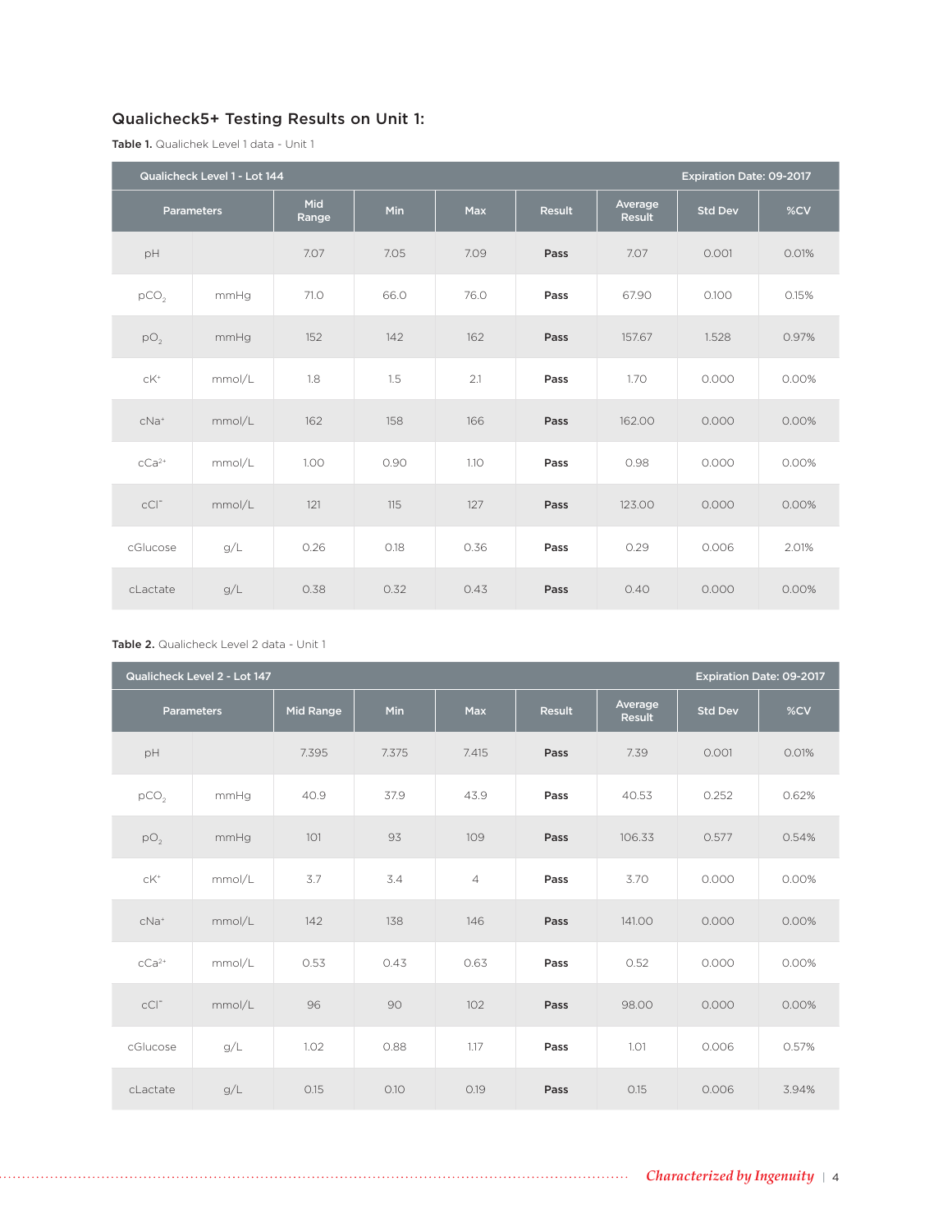## Qualicheck5+ Testing Results on Unit 1:

**Table 1.** Qualichek Level 1 data - Unit 1

| Qualicheck Level 1 - Lot 144 | | | | | | | | Expiration Date: 09-2017 |
|---|---|---|---|---|---|---|---|---|
| Parameters | | Mid Range | Min | Max | Result | Average Result | Std Dev | %CV |
| pH | | 7.07 | 7.05 | 7.09 | **Pass** | 7.07 | 0.001 | 0.01% |
| $pCO_2$ | mmHg | 71.0 | 66.0 | 76.0 | **Pass** | 67.90 | 0.100 | 0.15% |
| $pO_2$ | mmHg | 152 | 142 | 162 | **Pass** | 157.67 | 1.528 | 0.97% |
| $cK^+$ | mmol/L | 1.8 | 1.5 | 2.1 | **Pass** | 1.70 | 0.000 | 0.00% |
| $cNa^+$ | mmol/L | 162 | 158 | 166 | **Pass** | 162.00 | 0.000 | 0.00% |
| $cCa^{2+}$ | mmol/L | 1.00 | 0.90 | 1.10 | **Pass** | 0.98 | 0.000 | 0.00% |
| $cCl^-$ | mmol/L | 121 | 115 | 127 | **Pass** | 123.00 | 0.000 | 0.00% |
| cGlucose | g/L | 0.26 | 0.18 | 0.36 | **Pass** | 0.29 | 0.006 | 2.01% |
| cLactate | g/L | 0.38 | 0.32 | 0.43 | **Pass** | 0.40 | 0.000 | 0.00% |

**Table 2.** Qualicheck Level 2 data - Unit 1

| Qualicheck Level 2 - Lot 147 | | | | | | | | Expiration Date: 09-2017 |
|---|---|---|---|---|---|---|---|---|
| Parameters | | Mid Range | Min | Max | Result | Average Result | Std Dev | %CV |
| pH | | 7.395 | 7.375 | 7.415 | **Pass** | 7.39 | 0.001 | 0.01% |
| $pCO_2$ | mmHg | 40.9 | 37.9 | 43.9 | **Pass** | 40.53 | 0.252 | 0.62% |
| $pO_2$ | mmHg | 101 | 93 | 109 | **Pass** | 106.33 | 0.577 | 0.54% |
| $cK^+$ | mmol/L | 3.7 | 3.4 | 4 | **Pass** | 3.70 | 0.000 | 0.00% |
| $cNa^+$ | mmol/L | 142 | 138 | 146 | **Pass** | 141.00 | 0.000 | 0.00% |
| $cCa^{2+}$ | mmol/L | 0.53 | 0.43 | 0.63 | **Pass** | 0.52 | 0.000 | 0.00% |
| $cCl^-$ | mmol/L | 96 | 90 | 102 | **Pass** | 98.00 | 0.000 | 0.00% |
| cGlucose | g/L | 1.02 | 0.88 | 1.17 | **Pass** | 1.01 | 0.006 | 0.57% |
| cLactate | g/L | 0.15 | 0.10 | 0.19 | **Pass** | 0.15 | 0.006 | 3.94% |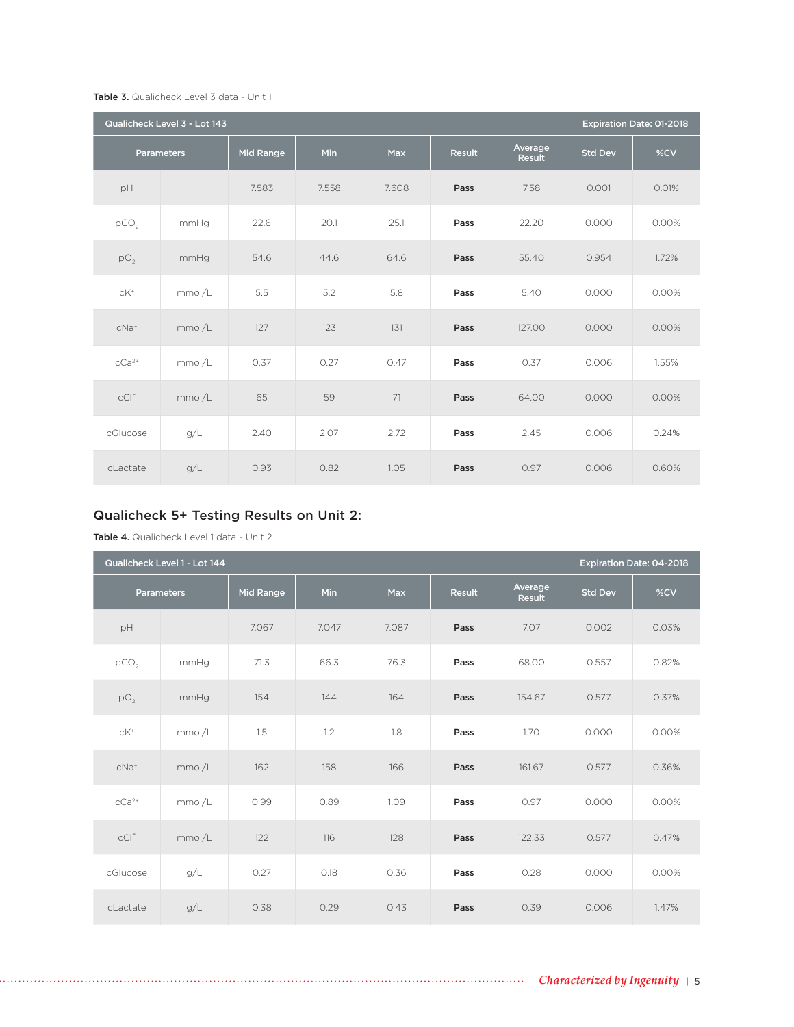**Table 3.** Qualicheck Level 3 data - Unit 1

| Qualicheck Level 3 - Lot 143 | | | | | | Expiration Date: 01-2018 | | |
|---|---|---|---|---|---|---|---|---|
| Parameters | | Mid Range | Min | Max | Result | Average Result | Std Dev | %CV |
| pH | | 7.583 | 7.558 | 7.608 | **Pass** | 7.58 | 0.001 | 0.01% |
| $pCO_2$ | mmHg | 22.6 | 20.1 | 25.1 | **Pass** | 22.20 | 0.000 | 0.00% |
| $pO_2$ | mmHg | 54.6 | 44.6 | 64.6 | **Pass** | 55.40 | 0.954 | 1.72% |
| $cK^+$ | mmol/L | 5.5 | 5.2 | 5.8 | **Pass** | 5.40 | 0.000 | 0.00% |
| $cNa^+$ | mmol/L | 127 | 123 | 131 | **Pass** | 127.00 | 0.000 | 0.00% |
| $cCa^{2+}$ | mmol/L | 0.37 | 0.27 | 0.47 | **Pass** | 0.37 | 0.006 | 1.55% |
| $cCl^-$ | mmol/L | 65 | 59 | 71 | **Pass** | 64.00 | 0.000 | 0.00% |
| cGlucose | g/L | 2.40 | 2.07 | 2.72 | **Pass** | 2.45 | 0.006 | 0.24% |
| cLactate | g/L | 0.93 | 0.82 | 1.05 | **Pass** | 0.97 | 0.006 | 0.60% |

## Qualicheck 5+ Testing Results on Unit 2:

**Table 4.** Qualicheck Level 1 data - Unit 2

| Qualicheck Level 1 - Lot 144 | | | | | | Expiration Date: 04-2018 | | |
|---|---|---|---|---|---|---|---|---|
| Parameters | | Mid Range | Min | Max | Result | Average Result | Std Dev | %CV |
| pH | | 7.067 | 7.047 | 7.087 | **Pass** | 7.07 | 0.002 | 0.03% |
| $pCO_2$ | mmHg | 71.3 | 66.3 | 76.3 | **Pass** | 68.00 | 0.557 | 0.82% |
| $pO_2$ | mmHg | 154 | 144 | 164 | **Pass** | 154.67 | 0.577 | 0.37% |
| $cK^+$ | mmol/L | 1.5 | 1.2 | 1.8 | **Pass** | 1.70 | 0.000 | 0.00% |
| $cNa^+$ | mmol/L | 162 | 158 | 166 | **Pass** | 161.67 | 0.577 | 0.36% |
| $cCa^{2+}$ | mmol/L | 0.99 | 0.89 | 1.09 | **Pass** | 0.97 | 0.000 | 0.00% |
| $cCl^-$ | mmol/L | 122 | 116 | 128 | **Pass** | 122.33 | 0.577 | 0.47% |
| cGlucose | g/L | 0.27 | 0.18 | 0.36 | **Pass** | 0.28 | 0.000 | 0.00% |
| cLactate | g/L | 0.38 | 0.29 | 0.43 | **Pass** | 0.39 | 0.006 | 1.47% |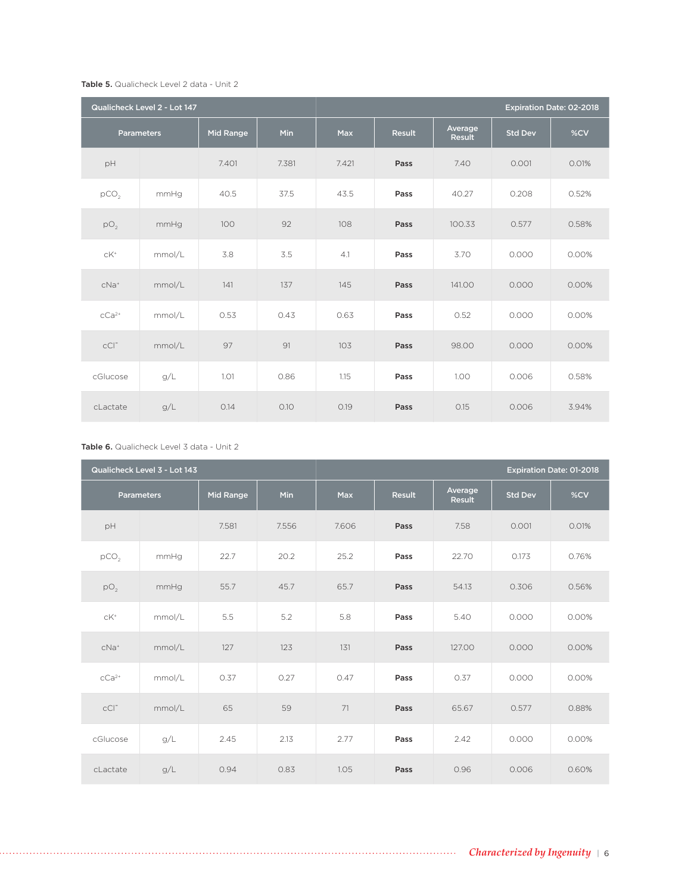**Table 5.** Qualicheck Level 2 data - Unit 2

| Qualicheck Level 2 - Lot 147 | | | | | Expiration Date: 02-2018 | | | |
|---|---|---|---|---|---|---|---|---|
| Parameters | | Mid Range | Min | Max | Result | Average Result | Std Dev | %CV |
| pH | | 7.401 | 7.381 | 7.421 | **Pass** | 7.40 | 0.001 | 0.01% |
| $pCO_2$ | mmHg | 40.5 | 37.5 | 43.5 | **Pass** | 40.27 | 0.208 | 0.52% |
| $pO_2$ | mmHg | 100 | 92 | 108 | **Pass** | 100.33 | 0.577 | 0.58% |
| $cK^+$ | mmol/L | 3.8 | 3.5 | 4.1 | **Pass** | 3.70 | 0.000 | 0.00% |
| $cNa^+$ | mmol/L | 141 | 137 | 145 | **Pass** | 141.00 | 0.000 | 0.00% |
| $cCa^{2+}$ | mmol/L | 0.53 | 0.43 | 0.63 | **Pass** | 0.52 | 0.000 | 0.00% |
| $cCl^-$ | mmol/L | 97 | 91 | 103 | **Pass** | 98.00 | 0.000 | 0.00% |
| cGlucose | g/L | 1.01 | 0.86 | 1.15 | **Pass** | 1.00 | 0.006 | 0.58% |
| cLactate | g/L | 0.14 | 0.10 | 0.19 | **Pass** | 0.15 | 0.006 | 3.94% |

**Table 6.** Qualicheck Level 3 data - Unit 2

| Qualicheck Level 3 - Lot 143 | | | | | Expiration Date: 01-2018 | | | |
|---|---|---|---|---|---|---|---|---|
| Parameters | | Mid Range | Min | Max | Result | Average Result | Std Dev | %CV |
| pH | | 7.581 | 7.556 | 7.606 | **Pass** | 7.58 | 0.001 | 0.01% |
| $pCO_2$ | mmHg | 22.7 | 20.2 | 25.2 | **Pass** | 22.70 | 0.173 | 0.76% |
| $pO_2$ | mmHg | 55.7 | 45.7 | 65.7 | **Pass** | 54.13 | 0.306 | 0.56% |
| $cK^+$ | mmol/L | 5.5 | 5.2 | 5.8 | **Pass** | 5.40 | 0.000 | 0.00% |
| $cNa^+$ | mmol/L | 127 | 123 | 131 | **Pass** | 127.00 | 0.000 | 0.00% |
| $cCa^{2+}$ | mmol/L | 0.37 | 0.27 | 0.47 | **Pass** | 0.37 | 0.000 | 0.00% |
| $cCl^-$ | mmol/L | 65 | 59 | 71 | **Pass** | 65.67 | 0.577 | 0.88% |
| cGlucose | g/L | 2.45 | 2.13 | 2.77 | **Pass** | 2.42 | 0.000 | 0.00% |
| cLactate | g/L | 0.94 | 0.83 | 1.05 | **Pass** | 0.96 | 0.006 | 0.60% |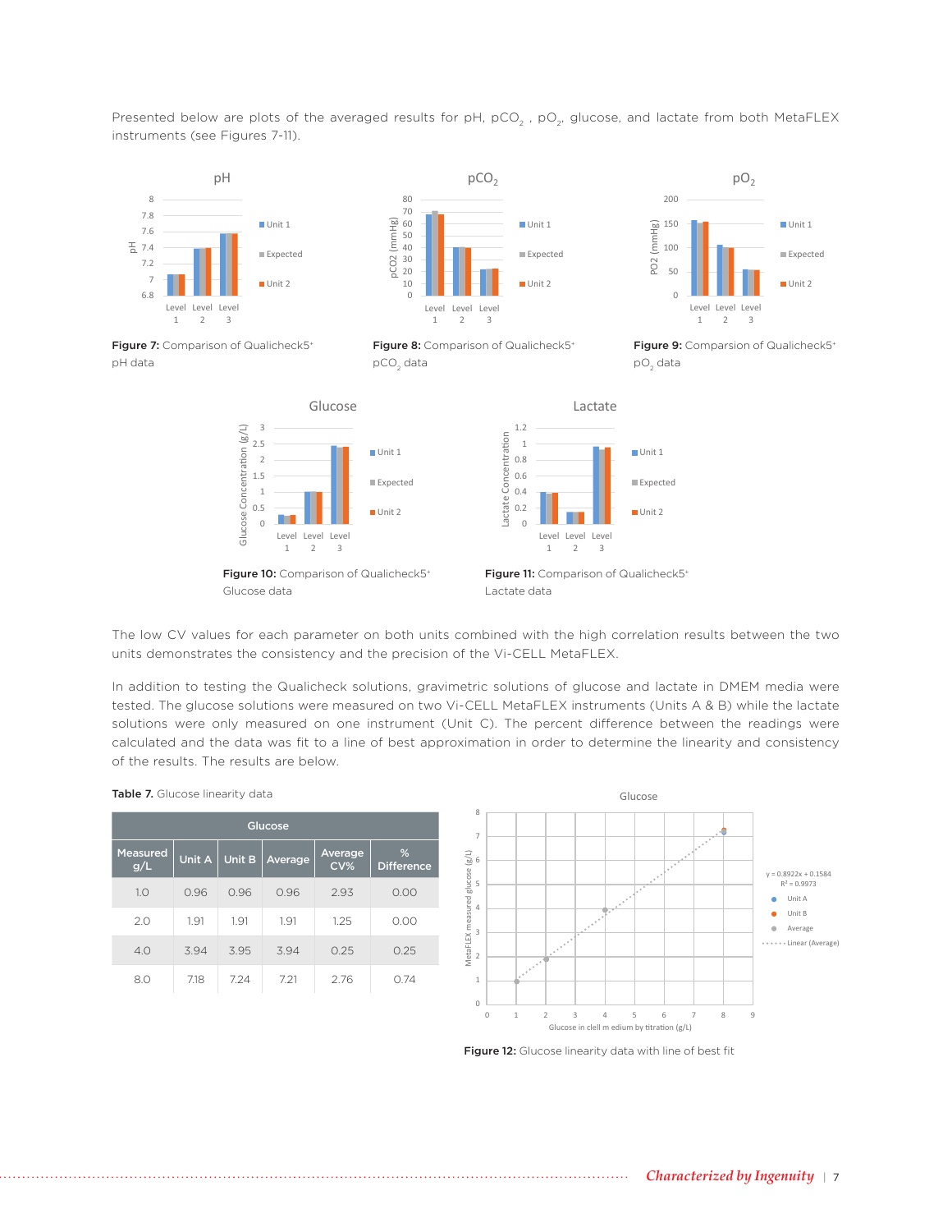Presented below are plots of the averaged results for pH, $pCO_2$, $pO_2$, glucose, and lactate from both MetaFLEX instruments (see Figures 7-11).

pH

8
7.8
7.6
7.4
7.2
7
6.8

pH

Level 1 Level 2 Level 3

Unit 1
Expected
Unit 2

**Figure 7:** Comparison of Qualicheck5+ pH data

$pCO_2$

80
70
60
50
40
30
20
10
0

pCO2 (mmHg)

Level 1 Level 2 Level 3

Unit 1
Expected
Unit 2

**Figure 8:** Comparison of Qualicheck5+ $pCO_2$ data

$pO_2$

200
150
100
50
0

PO2 (mmHg)

Level 1 Level 2 Level 3

Unit 1
Expected
Unit 2

**Figure 9:** Comparsion of Qualicheck5+ $pO_2$ data

Glucose

3
2.5
2
1.5
1
0.5
0

Glucose Concentration (g/L)

Level 1 Level 2 Level 3

Unit 1
Expected
Unit 2

**Figure 10:** Comparison of Qualicheck5+ Glucose data

Lactate

1.2
1
0.8
0.6
0.4
0.2
0

Lactate Concentration

Level 1 Level 2 Level 3

Unit 1
Expected
Unit 2

**Figure 11:** Comparison of Qualicheck5+ Lactate data

The low CV values for each parameter on both units combined with the high correlation results between the two units demonstrates the consistency and the precision of the Vi-CELL MetaFLEX.

In addition to testing the Qualicheck solutions, gravimetric solutions of glucose and lactate in DMEM media were tested. The glucose solutions were measured on two Vi-CELL MetaFLEX instruments (Units A & B) while the lactate solutions were only measured on one instrument (Unit C). The percent difference between the readings were calculated and the data was fit to a line of best approximation in order to determine the linearity and consistency of the results. The results are below.

**Table 7.** Glucose linearity data

| Glucose | | | | | |
|---|---|---|---|---|---|
| Measured g/L | Unit A | Unit B | Average | Average CV% | % Difference |
| 1.0 | 0.96 | 0.96 | 0.96 | 2.93 | 0.00 |
| 2.0 | 1.91 | 1.91 | 1.91 | 1.25 | 0.00 |
| 4.0 | 3.94 | 3.95 | 3.94 | 0.25 | 0.25 |
| 8.0 | 7.18 | 7.24 | 7.21 | 2.76 | 0.74 |

Glucose

8
7
6
5
4
3
2
1
0

MetaFLEX measured glucose (g/L)

0 1 2 3 4 5 6 7 8 9

Glucose in clell m edium by titration (g/L)

y = 0.8922x + 0.1584
$R^2$ = 0.9973

Unit A
Unit B
Average
Linear (Average)

**Figure 12:** Glucose linearity data with line of best fit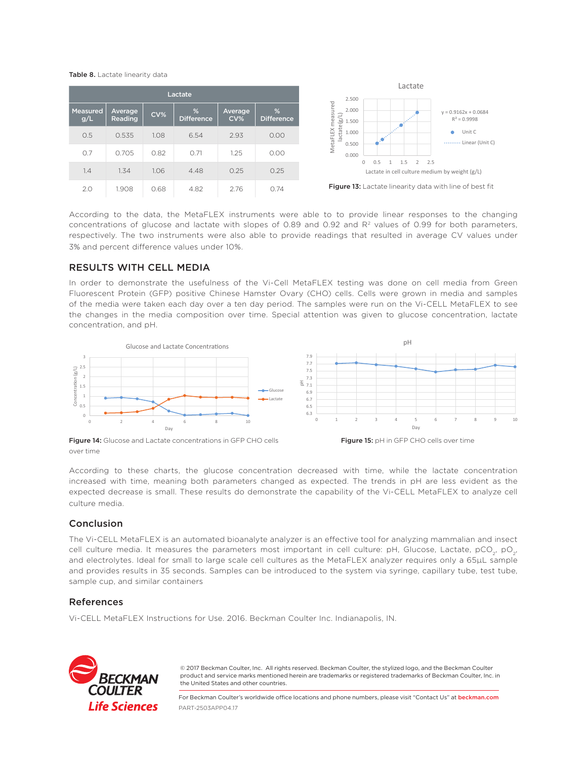**Table 8.** Lactate linearity data

| Lactate | | | | | |
|---|---|---|---|---|---|
| Measured g/L | Average Reading | CV% | % Difference | Average CV% | % Difference |
| 0.5 | 0.535 | 1.08 | 6.54 | 2.93 | 0.00 |
| 0.7 | 0.705 | 0.82 | 0.71 | 1.25 | 0.00 |
| 1.4 | 1.34 | 1.06 | 4.48 | 0.25 | 0.25 |
| 2.0 | 1.908 | 0.68 | 4.82 | 2.76 | 0.74 |

Lactate

MetaFLEX measured lactate (g/L)

2.500
2.000
1.500
1.000
0.500
0.000

0 0.5 1 1.5 2 2.5

Lactate in cell culture medium by weight (g/L)

y = 0.9162x + 0.0684
$R^2$ = 0.9998

Unit C
Linear (Unit C)

**Figure 13:** Lactate linearity data with line of best fit

According to the data, the MetaFLEX instruments were able to to provide linear responses to the changing concentrations of glucose and lactate with slopes of 0.89 and 0.92 and $R^2$ values of 0.99 for both parameters, respectively. The two instruments were also able to provide readings that resulted in average CV values under 3% and percent difference values under 10%.

## RESULTS WITH CELL MEDIA

In order to demonstrate the usefulness of the Vi-Cell MetaFLEX testing was done on cell media from Green Fluorescent Protein (GFP) positive Chinese Hamster Ovary (CHO) cells. Cells were grown in media and samples of the media were taken each day over a ten day period. The samples were run on the Vi-CELL MetaFLEX to see the changes in the media composition over time. Special attention was given to glucose concentration, lactate concentration, and pH.

Glucose and Lactate Concentrations

Concentration (g/L)

3
2.5
2
1.5
1
0.5
0

0 2 4 6 8 10

Day

Glucose
Lactate

**Figure 14:** Glucose and Lactate concentrations in GFP CHO cells over time

pH

pH

7.9
7.7
7.5
7.3
7.1
6.9
6.7
6.5
6.3

0 1 2 3 4 5 6 7 8 9 10

Day

**Figure 15:** pH in GFP CHO cells over time

According to these charts, the glucose concentration decreased with time, while the lactate concentration increased with time, meaning both parameters changed as expected. The trends in pH are less evident as the expected decrease is small. These results do demonstrate the capability of the Vi-CELL MetaFLEX to analyze cell culture media.

## Conclusion

The Vi-CELL MetaFLEX is an automated bioanalyte analyzer is an effective tool for analyzing mammalian and insect cell culture media. It measures the parameters most important in cell culture: pH, Glucose, Lactate, $pCO_2$, $pO_2$, and electrolytes. Ideal for small to large scale cell cultures as the MetaFLEX analyzer requires only a 65µL sample and provides results in 35 seconds. Samples can be introduced to the system via syringe, capillary tube, test tube, sample cup, and similar containers

## References

Vi-CELL MetaFLEX Instructions for Use. 2016. Beckman Coulter Inc. Indianapolis, IN.

BECKMAN COULTER Life Sciences

© 2017 Beckman Coulter, Inc. All rights reserved. Beckman Coulter, the stylized logo, and the Beckman Coulter product and service marks mentioned herein are trademarks or registered trademarks of Beckman Coulter, Inc. in the United States and other countries.

For Beckman Coulter's worldwide office locations and phone numbers, please visit "Contact Us" at beckman.com

PART-2503APP04.17